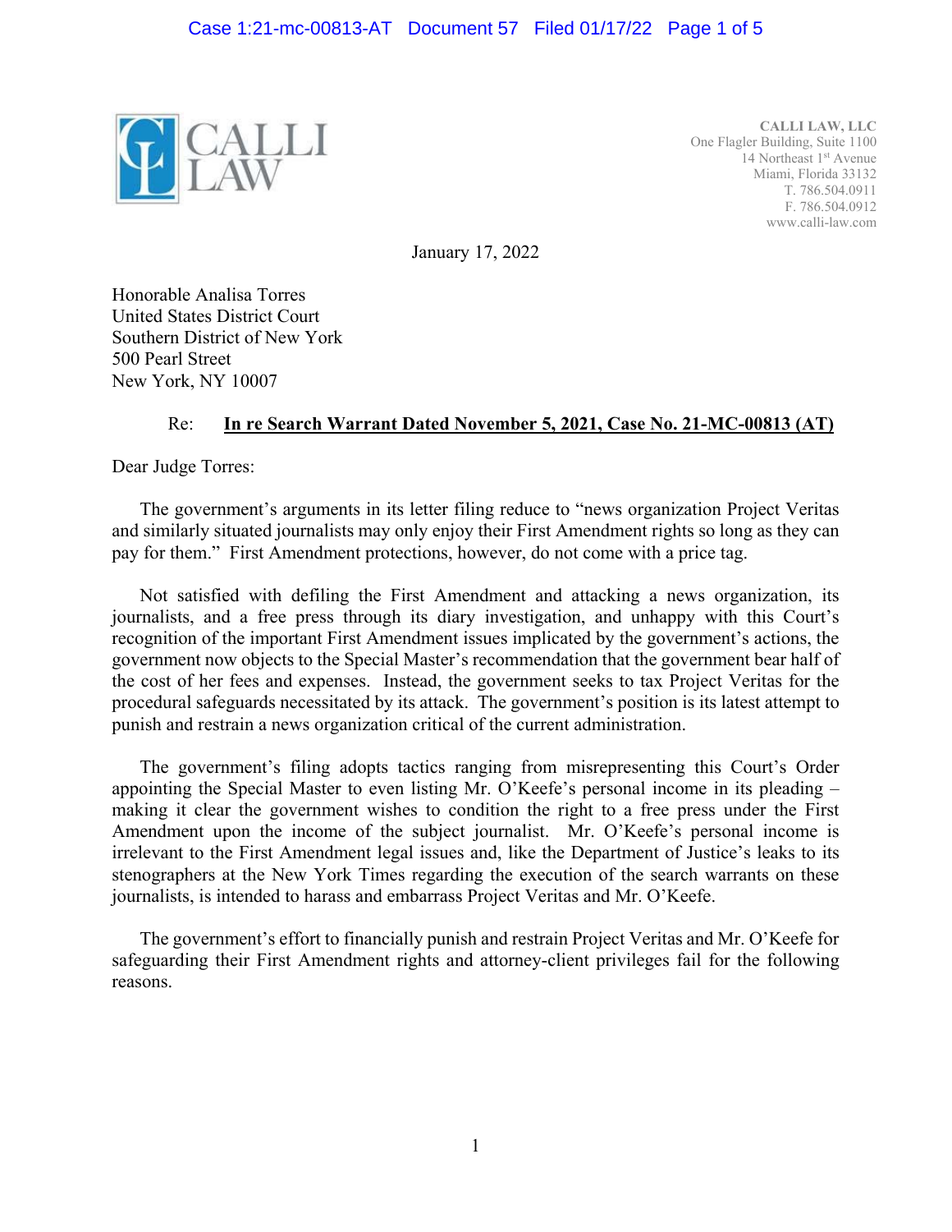CALLI LAW, LLC
One Flagler Building, Suite 1100
14 Northeast 1st Avenue
Miami, Florida 33132
T. 786.504.0911
F. 786.504.0912
www.calli-law.com

January 17, 2022

Honorable Analisa Torres
United States District Court
Southern District of New York
500 Pearl Street
New York, NY 10007

Re: **In re Search Warrant Dated November 5, 2021, Case No. 21-MC-00813 (AT)**

Dear Judge Torres:

The government's arguments in its letter filing reduce to "news organization Project Veritas and similarly situated journalists may only enjoy their First Amendment rights so long as they can pay for them." First Amendment protections, however, do not come with a price tag.

Not satisfied with defiling the First Amendment and attacking a news organization, its journalists, and a free press through its diary investigation, and unhappy with this Court's recognition of the important First Amendment issues implicated by the government's actions, the government now objects to the Special Master's recommendation that the government bear half of the cost of her fees and expenses. Instead, the government seeks to tax Project Veritas for the procedural safeguards necessitated by its attack. The government's position is its latest attempt to punish and restrain a news organization critical of the current administration.

The government's filing adopts tactics ranging from misrepresenting this Court's Order appointing the Special Master to even listing Mr. O'Keefe's personal income in its pleading – making it clear the government wishes to condition the right to a free press under the First Amendment upon the income of the subject journalist. Mr. O'Keefe's personal income is irrelevant to the First Amendment legal issues and, like the Department of Justice's leaks to its stenographers at the New York Times regarding the execution of the search warrants on these journalists, is intended to harass and embarrass Project Veritas and Mr. O'Keefe.

The government's effort to financially punish and restrain Project Veritas and Mr. O'Keefe for safeguarding their First Amendment rights and attorney-client privileges fail for the following reasons.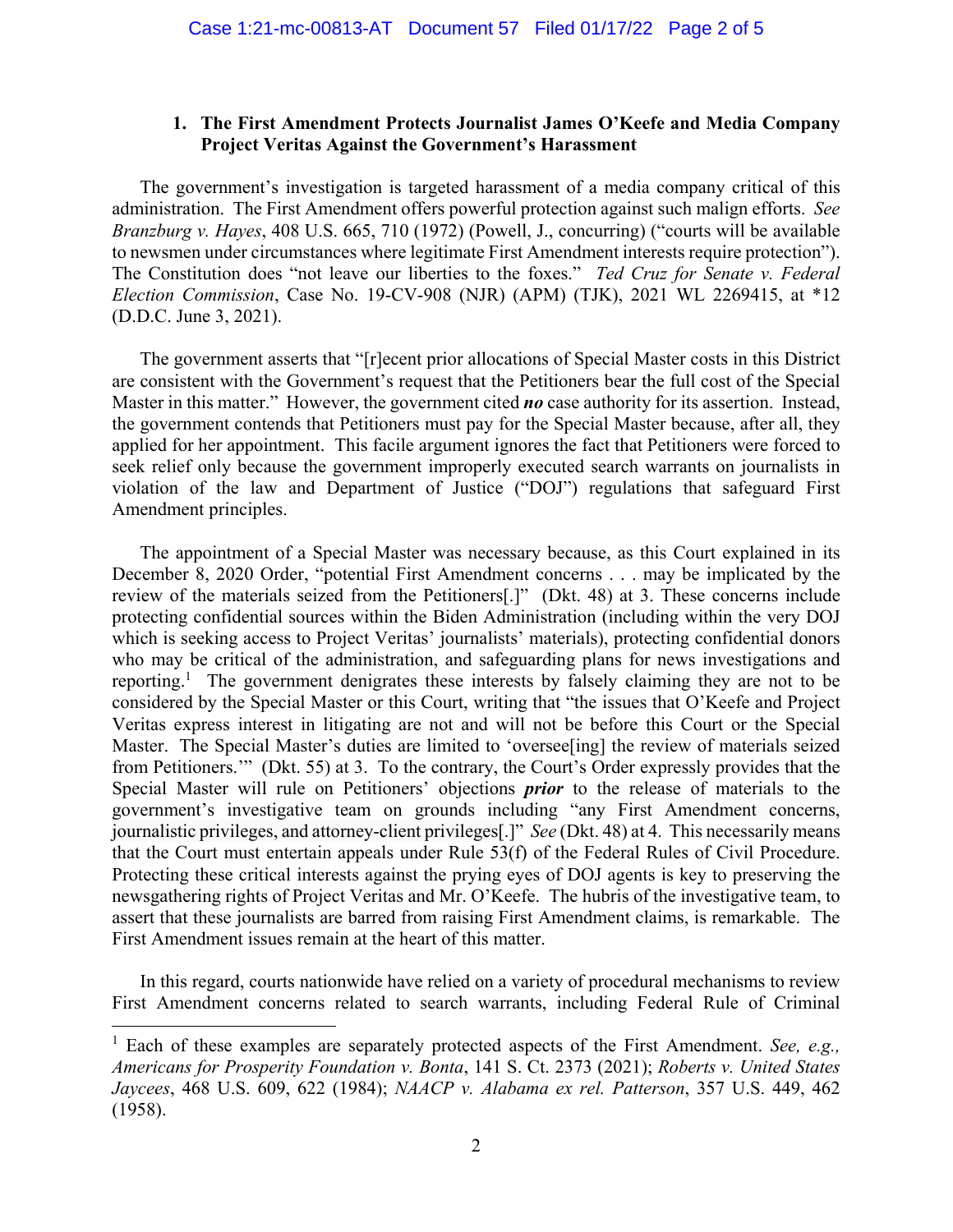## 1. The First Amendment Protects Journalist James O'Keefe and Media Company Project Veritas Against the Government's Harassment

The government's investigation is targeted harassment of a media company critical of this administration. The First Amendment offers powerful protection against such malign efforts. *See Branzburg v. Hayes*, 408 U.S. 665, 710 (1972) (Powell, J., concurring) ("courts will be available to newsmen under circumstances where legitimate First Amendment interests require protection"). The Constitution does "not leave our liberties to the foxes." *Ted Cruz for Senate v. Federal Election Commission*, Case No. 19-CV-908 (NJR) (APM) (TJK), 2021 WL 2269415, at \*12 (D.D.C. June 3, 2021).

The government asserts that "[r]ecent prior allocations of Special Master costs in this District are consistent with the Government's request that the Petitioners bear the full cost of the Special Master in this matter." However, the government cited ***no*** case authority for its assertion. Instead, the government contends that Petitioners must pay for the Special Master because, after all, they applied for her appointment. This facile argument ignores the fact that Petitioners were forced to seek relief only because the government improperly executed search warrants on journalists in violation of the law and Department of Justice ("DOJ") regulations that safeguard First Amendment principles.

The appointment of a Special Master was necessary because, as this Court explained in its December 8, 2020 Order, "potential First Amendment concerns . . . may be implicated by the review of the materials seized from the Petitioners[.]" (Dkt. 48) at 3. These concerns include protecting confidential sources within the Biden Administration (including within the very DOJ which is seeking access to Project Veritas' journalists' materials), protecting confidential donors who may be critical of the administration, and safeguarding plans for news investigations and reporting.[1] The government denigrates these interests by falsely claiming they are not to be considered by the Special Master or this Court, writing that "the issues that O'Keefe and Project Veritas express interest in litigating are not and will not be before this Court or the Special Master. The Special Master's duties are limited to 'oversee[ing] the review of materials seized from Petitioners.'" (Dkt. 55) at 3. To the contrary, the Court's Order expressly provides that the Special Master will rule on Petitioners' objections ***prior*** to the release of materials to the government's investigative team on grounds including "any First Amendment concerns, journalistic privileges, and attorney-client privileges[.]" *See* (Dkt. 48) at 4. This necessarily means that the Court must entertain appeals under Rule 53(f) of the Federal Rules of Civil Procedure. Protecting these critical interests against the prying eyes of DOJ agents is key to preserving the newsgathering rights of Project Veritas and Mr. O'Keefe. The hubris of the investigative team, to assert that these journalists are barred from raising First Amendment claims, is remarkable. The First Amendment issues remain at the heart of this matter.

In this regard, courts nationwide have relied on a variety of procedural mechanisms to review First Amendment concerns related to search warrants, including Federal Rule of Criminal

[1] Each of these examples are separately protected aspects of the First Amendment. *See, e.g., Americans for Prosperity Foundation v. Bonta*, 141 S. Ct. 2373 (2021); *Roberts v. United States Jaycees*, 468 U.S. 609, 622 (1984); *NAACP v. Alabama ex rel. Patterson*, 357 U.S. 449, 462 (1958).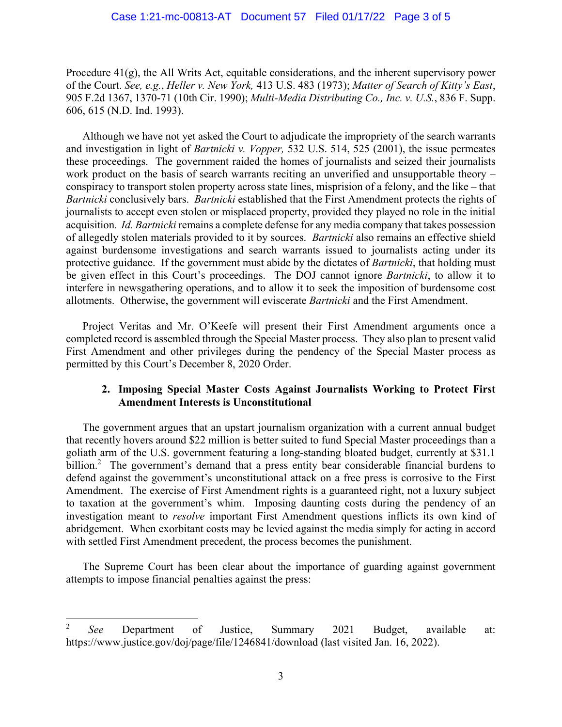Procedure 41(g), the All Writs Act, equitable considerations, and the inherent supervisory power of the Court. *See, e.g.*, *Heller v. New York,* 413 U.S. 483 (1973); *Matter of Search of Kitty's East*, 905 F.2d 1367, 1370-71 (10th Cir. 1990); *Multi-Media Distributing Co., Inc. v. U.S.*, 836 F. Supp. 606, 615 (N.D. Ind. 1993).

Although we have not yet asked the Court to adjudicate the impropriety of the search warrants and investigation in light of *Bartnicki v. Vopper,* 532 U.S. 514, 525 (2001), the issue permeates these proceedings. The government raided the homes of journalists and seized their journalists work product on the basis of search warrants reciting an unverified and unsupportable theory – conspiracy to transport stolen property across state lines, misprision of a felony, and the like – that *Bartnicki* conclusively bars. *Bartnicki* established that the First Amendment protects the rights of journalists to accept even stolen or misplaced property, provided they played no role in the initial acquisition. *Id. Bartnicki* remains a complete defense for any media company that takes possession of allegedly stolen materials provided to it by sources. *Bartnicki* also remains an effective shield against burdensome investigations and search warrants issued to journalists acting under its protective guidance. If the government must abide by the dictates of *Bartnicki*, that holding must be given effect in this Court's proceedings. The DOJ cannot ignore *Bartnicki*, to allow it to interfere in newsgathering operations, and to allow it to seek the imposition of burdensome cost allotments. Otherwise, the government will eviscerate *Bartnicki* and the First Amendment.

Project Veritas and Mr. O'Keefe will present their First Amendment arguments once a completed record is assembled through the Special Master process. They also plan to present valid First Amendment and other privileges during the pendency of the Special Master process as permitted by this Court's December 8, 2020 Order.

**2. Imposing Special Master Costs Against Journalists Working to Protect First Amendment Interests is Unconstitutional**

The government argues that an upstart journalism organization with a current annual budget that recently hovers around $22 million is better suited to fund Special Master proceedings than a goliath arm of the U.S. government featuring a long-standing bloated budget, currently at $31.1 billion.[2] The government's demand that a press entity bear considerable financial burdens to defend against the government's unconstitutional attack on a free press is corrosive to the First Amendment. The exercise of First Amendment rights is a guaranteed right, not a luxury subject to taxation at the government's whim. Imposing daunting costs during the pendency of an investigation meant to *resolve* important First Amendment questions inflicts its own kind of abridgement. When exorbitant costs may be levied against the media simply for acting in accord with settled First Amendment precedent, the process becomes the punishment.

The Supreme Court has been clear about the importance of guarding against government attempts to impose financial penalties against the press:

---

[2] *See* Department of Justice, Summary 2021 Budget, available at: https://www.justice.gov/doj/page/file/1246841/download (last visited Jan. 16, 2022).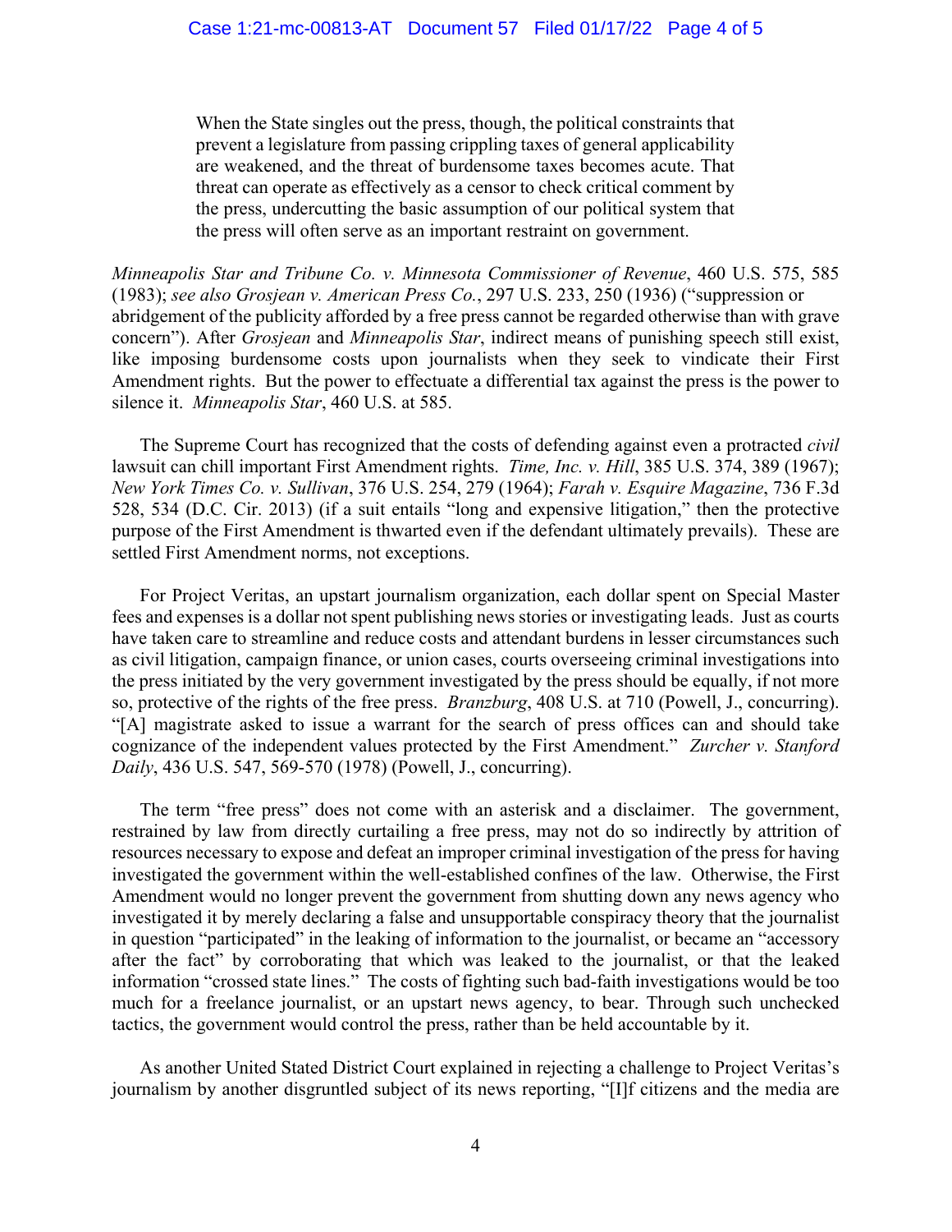> When the State singles out the press, though, the political constraints that prevent a legislature from passing crippling taxes of general applicability are weakened, and the threat of burdensome taxes becomes acute. That threat can operate as effectively as a censor to check critical comment by the press, undercutting the basic assumption of our political system that the press will often serve as an important restraint on government.

*Minneapolis Star and Tribune Co. v. Minnesota Commissioner of Revenue*, 460 U.S. 575, 585 (1983); *see also Grosjean v. American Press Co.*, 297 U.S. 233, 250 (1936) ("suppression or abridgement of the publicity afforded by a free press cannot be regarded otherwise than with grave concern"). After *Grosjean* and *Minneapolis Star*, indirect means of punishing speech still exist, like imposing burdensome costs upon journalists when they seek to vindicate their First Amendment rights. But the power to effectuate a differential tax against the press is the power to silence it. *Minneapolis Star*, 460 U.S. at 585.

The Supreme Court has recognized that the costs of defending against even a protracted *civil* lawsuit can chill important First Amendment rights. *Time, Inc. v. Hill*, 385 U.S. 374, 389 (1967); *New York Times Co. v. Sullivan*, 376 U.S. 254, 279 (1964); *Farah v. Esquire Magazine*, 736 F.3d 528, 534 (D.C. Cir. 2013) (if a suit entails "long and expensive litigation," then the protective purpose of the First Amendment is thwarted even if the defendant ultimately prevails). These are settled First Amendment norms, not exceptions.

For Project Veritas, an upstart journalism organization, each dollar spent on Special Master fees and expenses is a dollar not spent publishing news stories or investigating leads. Just as courts have taken care to streamline and reduce costs and attendant burdens in lesser circumstances such as civil litigation, campaign finance, or union cases, courts overseeing criminal investigations into the press initiated by the very government investigated by the press should be equally, if not more so, protective of the rights of the free press. *Branzburg*, 408 U.S. at 710 (Powell, J., concurring). "[A] magistrate asked to issue a warrant for the search of press offices can and should take cognizance of the independent values protected by the First Amendment." *Zurcher v. Stanford Daily*, 436 U.S. 547, 569-570 (1978) (Powell, J., concurring).

The term "free press" does not come with an asterisk and a disclaimer. The government, restrained by law from directly curtailing a free press, may not do so indirectly by attrition of resources necessary to expose and defeat an improper criminal investigation of the press for having investigated the government within the well-established confines of the law. Otherwise, the First Amendment would no longer prevent the government from shutting down any news agency who investigated it by merely declaring a false and unsupportable conspiracy theory that the journalist in question "participated" in the leaking of information to the journalist, or became an "accessory after the fact" by corroborating that which was leaked to the journalist, or that the leaked information "crossed state lines." The costs of fighting such bad-faith investigations would be too much for a freelance journalist, or an upstart news agency, to bear. Through such unchecked tactics, the government would control the press, rather than be held accountable by it.

As another United Stated District Court explained in rejecting a challenge to Project Veritas's journalism by another disgruntled subject of its news reporting, "[I]f citizens and the media are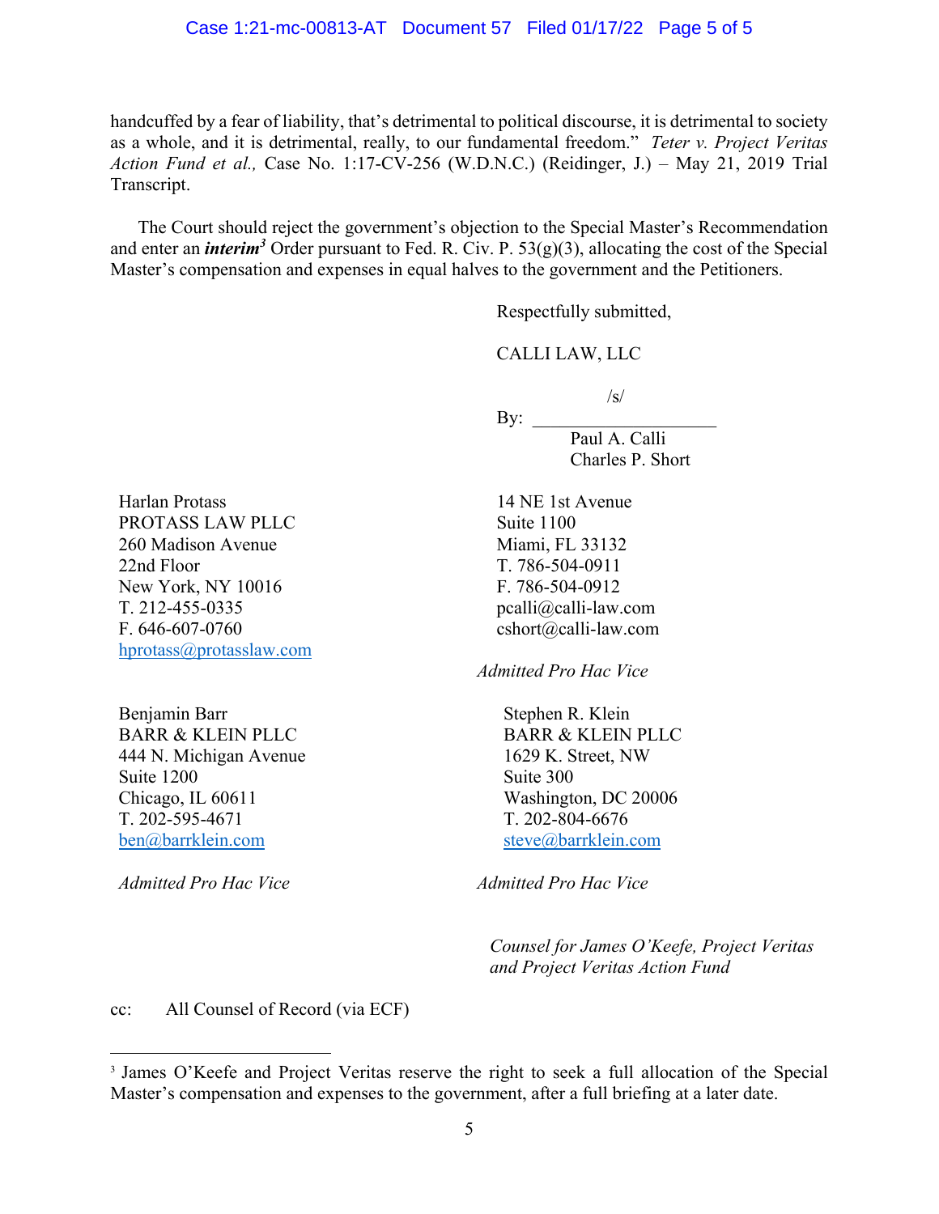handcuffed by a fear of liability, that's detrimental to political discourse, it is detrimental to society as a whole, and it is detrimental, really, to our fundamental freedom." *Teter v. Project Veritas Action Fund et al.,* Case No. 1:17-CV-256 (W.D.N.C.) (Reidinger, J.) – May 21, 2019 Trial Transcript.

The Court should reject the government's objection to the Special Master's Recommendation and enter an ***interim***[3] Order pursuant to Fed. R. Civ. P. 53(g)(3), allocating the cost of the Special Master's compensation and expenses in equal halves to the government and the Petitioners.

Respectfully submitted,

CALLI LAW, LLC

/s/

By: ____________________

Paul A. Calli
Charles P. Short

14 NE 1st Avenue
Suite 1100
Miami, FL 33132
T. 786-504-0911
F. 786-504-0912
pcalli@calli-law.com
cshort@calli-law.com

*Admitted Pro Hac Vice*

Harlan Protass
PROTASS LAW PLLC
260 Madison Avenue
22nd Floor
New York, NY 10016
T. 212-455-0335
F. 646-607-0760
hprotass@protasslaw.com

Benjamin Barr
BARR & KLEIN PLLC
444 N. Michigan Avenue
Suite 1200
Chicago, IL 60611
T. 202-595-4671
ben@barrklein.com

*Admitted Pro Hac Vice*

Stephen R. Klein
BARR & KLEIN PLLC
1629 K. Street, NW
Suite 300
Washington, DC 20006
T. 202-804-6676
steve@barrklein.com

*Admitted Pro Hac Vice*

*Counsel for James O'Keefe, Project Veritas and Project Veritas Action Fund*

cc: All Counsel of Record (via ECF)

[3] James O'Keefe and Project Veritas reserve the right to seek a full allocation of the Special Master's compensation and expenses to the government, after a full briefing at a later date.